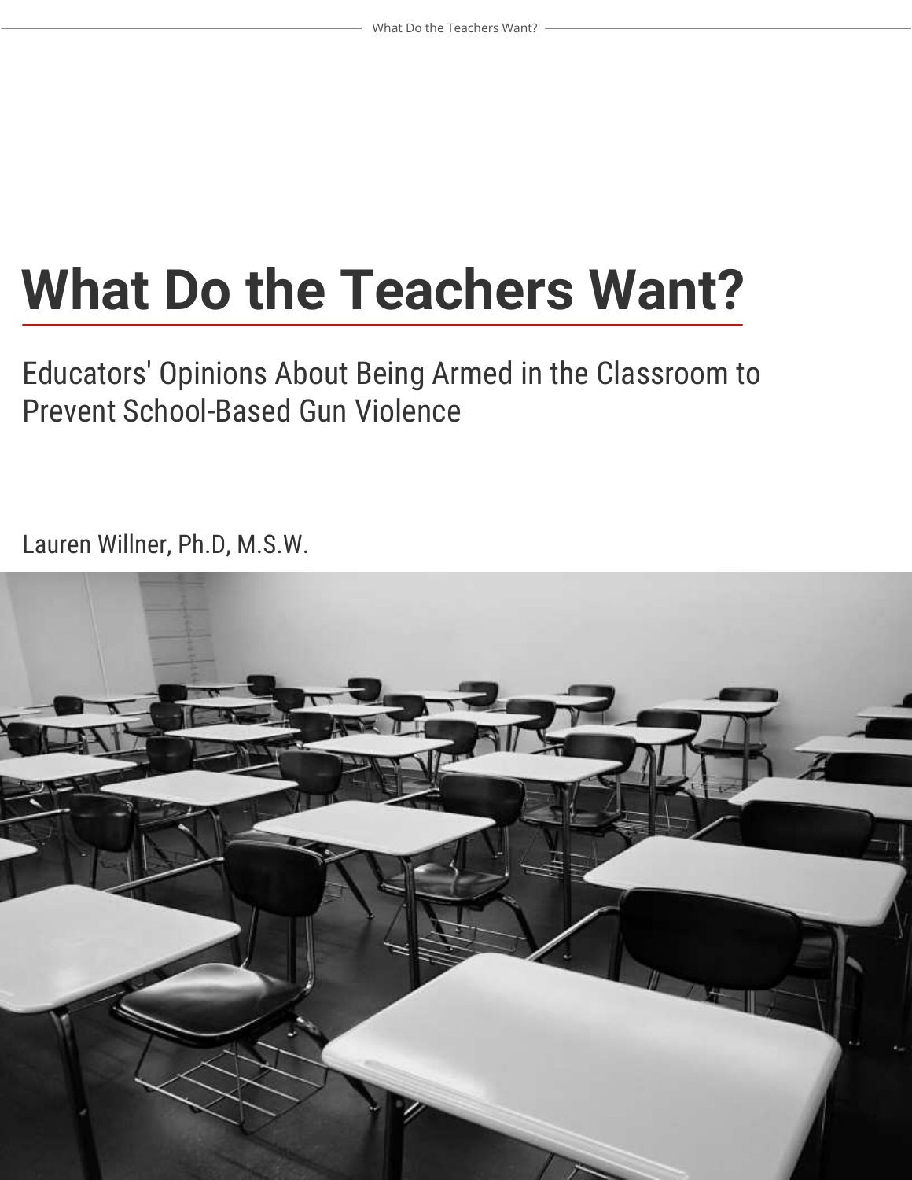# What Do the Teachers Want?

Educators' Opinions About Being Armed in the Classroom to Prevent School-Based Gun Violence

Lauren Willner, Ph.D, M.S.W.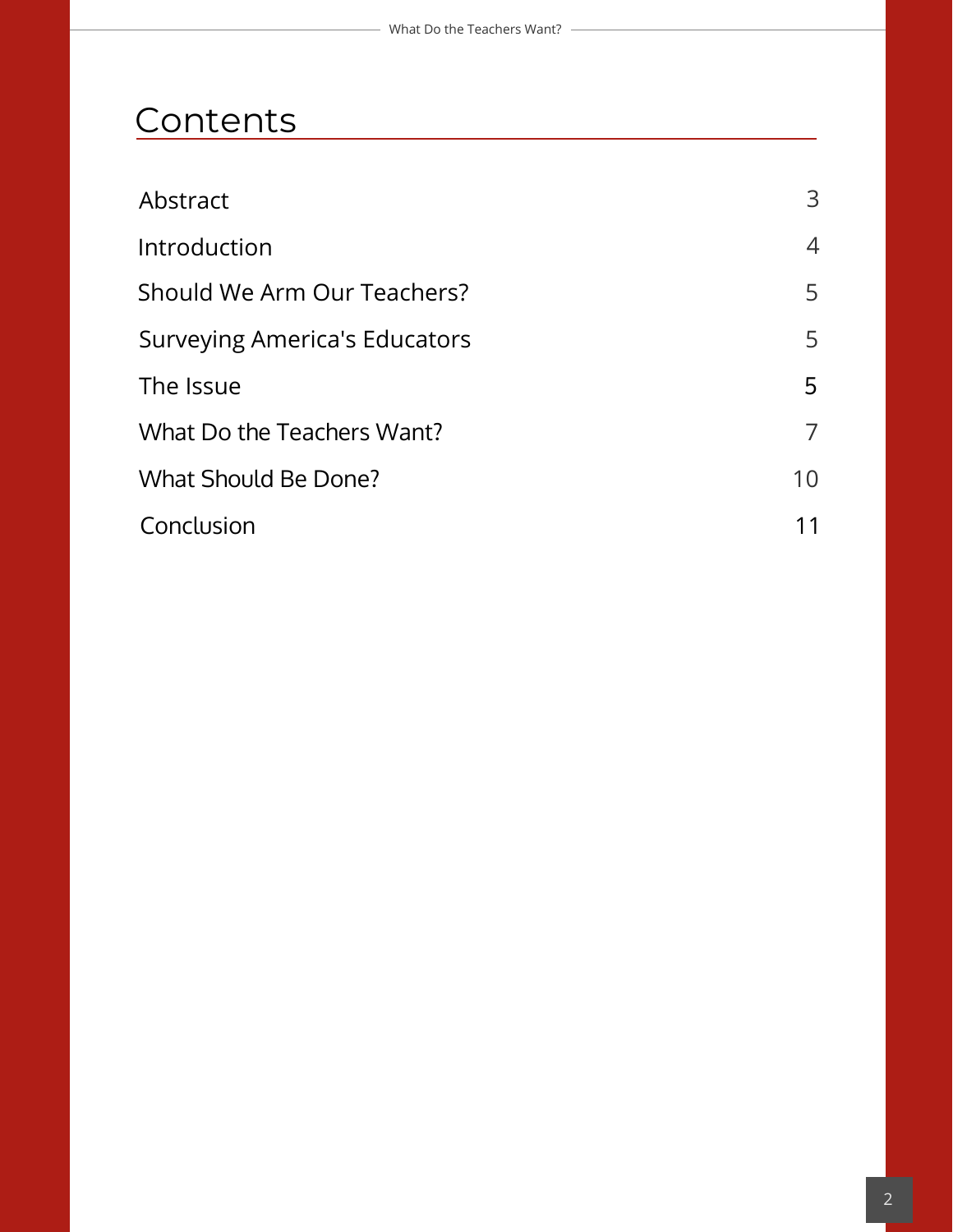# Contents

| | |
|---|---|
| Abstract | 3 |
| Introduction | 4 |
| Should We Arm Our Teachers? | 5 |
| Surveying America's Educators | 5 |
| The Issue | 5 |
| What Do the Teachers Want? | 7 |
| What Should Be Done? | 10 |
| Conclusion | 11 |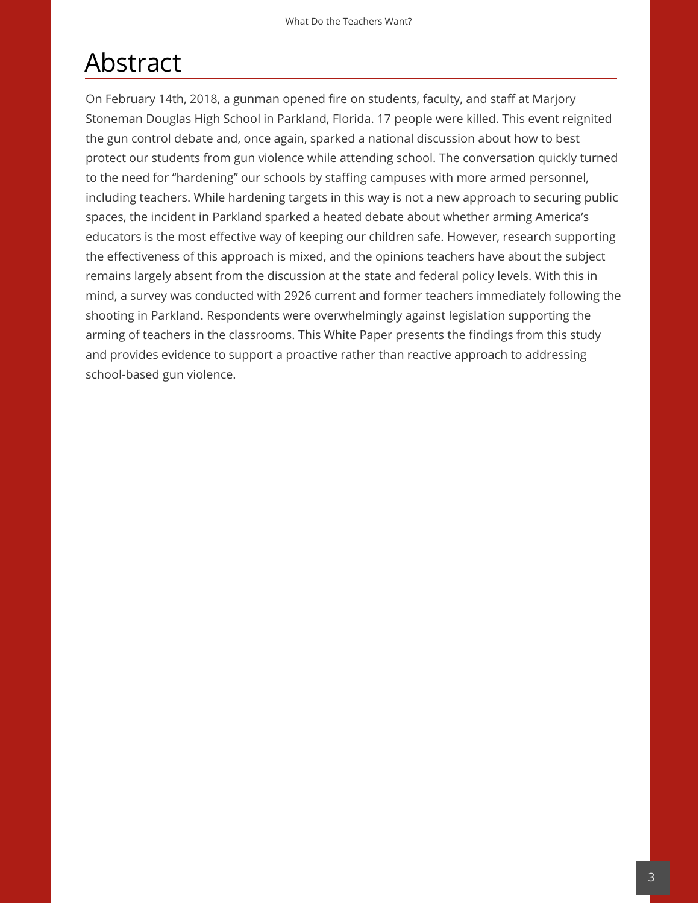# Abstract

On February 14th, 2018, a gunman opened fire on students, faculty, and staff at Marjory Stoneman Douglas High School in Parkland, Florida. 17 people were killed. This event reignited the gun control debate and, once again, sparked a national discussion about how to best protect our students from gun violence while attending school. The conversation quickly turned to the need for "hardening" our schools by staffing campuses with more armed personnel, including teachers. While hardening targets in this way is not a new approach to securing public spaces, the incident in Parkland sparked a heated debate about whether arming America's educators is the most effective way of keeping our children safe. However, research supporting the effectiveness of this approach is mixed, and the opinions teachers have about the subject remains largely absent from the discussion at the state and federal policy levels. With this in mind, a survey was conducted with 2926 current and former teachers immediately following the shooting in Parkland. Respondents were overwhelmingly against legislation supporting the arming of teachers in the classrooms. This White Paper presents the findings from this study and provides evidence to support a proactive rather than reactive approach to addressing school-based gun violence.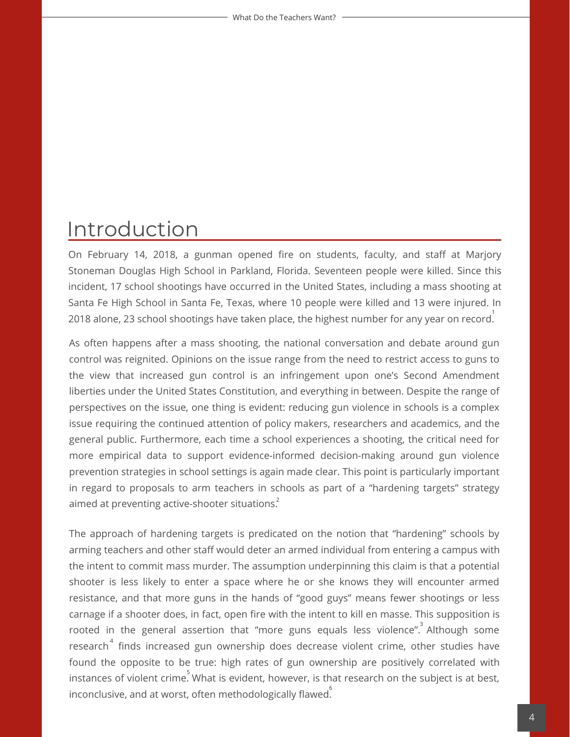# Introduction

On February 14, 2018, a gunman opened fire on students, faculty, and staff at Marjory Stoneman Douglas High School in Parkland, Florida. Seventeen people were killed. Since this incident, 17 school shootings have occurred in the United States, including a mass shooting at Santa Fe High School in Santa Fe, Texas, where 10 people were killed and 13 were injured. In 2018 alone, 23 school shootings have taken place, the highest number for any year on record.[1]

As often happens after a mass shooting, the national conversation and debate around gun control was reignited. Opinions on the issue range from the need to restrict access to guns to the view that increased gun control is an infringement upon one's Second Amendment liberties under the United States Constitution, and everything in between. Despite the range of perspectives on the issue, one thing is evident: reducing gun violence in schools is a complex issue requiring the continued attention of policy makers, researchers and academics, and the general public. Furthermore, each time a school experiences a shooting, the critical need for more empirical data to support evidence-informed decision-making around gun violence prevention strategies in school settings is again made clear. This point is particularly important in regard to proposals to arm teachers in schools as part of a "hardening targets" strategy aimed at preventing active-shooter situations.[2]

The approach of hardening targets is predicated on the notion that "hardening" schools by arming teachers and other staff would deter an armed individual from entering a campus with the intent to commit mass murder. The assumption underpinning this claim is that a potential shooter is less likely to enter a space where he or she knows they will encounter armed resistance, and that more guns in the hands of "good guys" means fewer shootings or less carnage if a shooter does, in fact, open fire with the intent to kill en masse. This supposition is rooted in the general assertion that "more guns equals less violence".[3] Although some research[4] finds increased gun ownership does decrease violent crime, other studies have found the opposite to be true: high rates of gun ownership are positively correlated with instances of violent crime.[5] What is evident, however, is that research on the subject is at best, inconclusive, and at worst, often methodologically flawed.[6]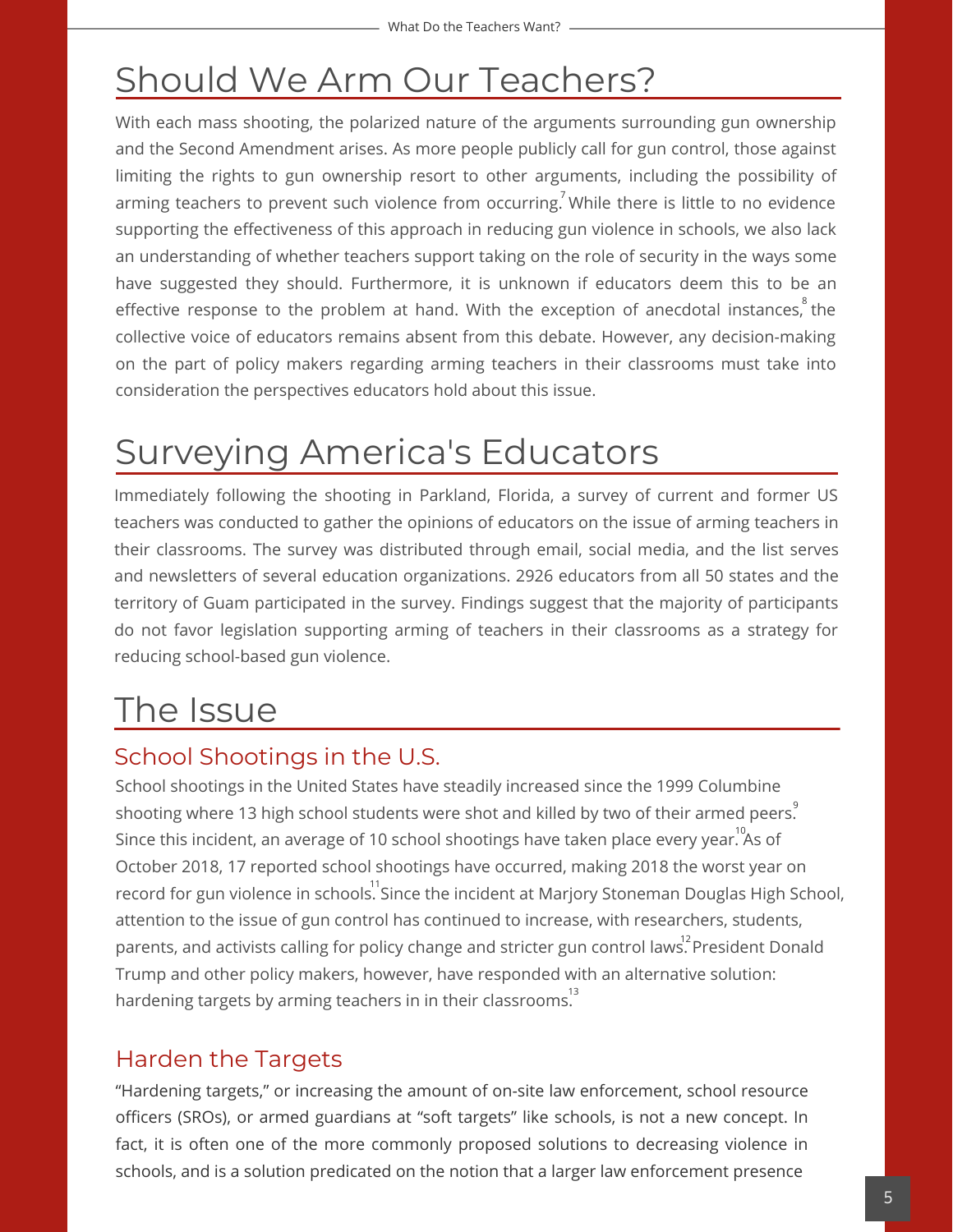# Should We Arm Our Teachers?

With each mass shooting, the polarized nature of the arguments surrounding gun ownership and the Second Amendment arises. As more people publicly call for gun control, those against limiting the rights to gun ownership resort to other arguments, including the possibility of arming teachers to prevent such violence from occurring.[7] While there is little to no evidence supporting the effectiveness of this approach in reducing gun violence in schools, we also lack an understanding of whether teachers support taking on the role of security in the ways some have suggested they should. Furthermore, it is unknown if educators deem this to be an effective response to the problem at hand. With the exception of anecdotal instances,[8] the collective voice of educators remains absent from this debate. However, any decision-making on the part of policy makers regarding arming teachers in their classrooms must take into consideration the perspectives educators hold about this issue.

# Surveying America's Educators

Immediately following the shooting in Parkland, Florida, a survey of current and former US teachers was conducted to gather the opinions of educators on the issue of arming teachers in their classrooms. The survey was distributed through email, social media, and the list serves and newsletters of several education organizations. 2926 educators from all 50 states and the territory of Guam participated in the survey. Findings suggest that the majority of participants do not favor legislation supporting arming of teachers in their classrooms as a strategy for reducing school-based gun violence.

# The Issue

## School Shootings in the U.S.

School shootings in the United States have steadily increased since the 1999 Columbine shooting where 13 high school students were shot and killed by two of their armed peers.[9] Since this incident, an average of 10 school shootings have taken place every year.[10] As of October 2018, 17 reported school shootings have occurred, making 2018 the worst year on record for gun violence in schools.[11] Since the incident at Marjory Stoneman Douglas High School, attention to the issue of gun control has continued to increase, with researchers, students, parents, and activists calling for policy change and stricter gun control laws.[12] President Donald Trump and other policy makers, however, have responded with an alternative solution: hardening targets by arming teachers in in their classrooms.[13]

## Harden the Targets

"Hardening targets," or increasing the amount of on-site law enforcement, school resource officers (SROs), or armed guardians at "soft targets" like schools, is not a new concept. In fact, it is often one of the more commonly proposed solutions to decreasing violence in schools, and is a solution predicated on the notion that a larger law enforcement presence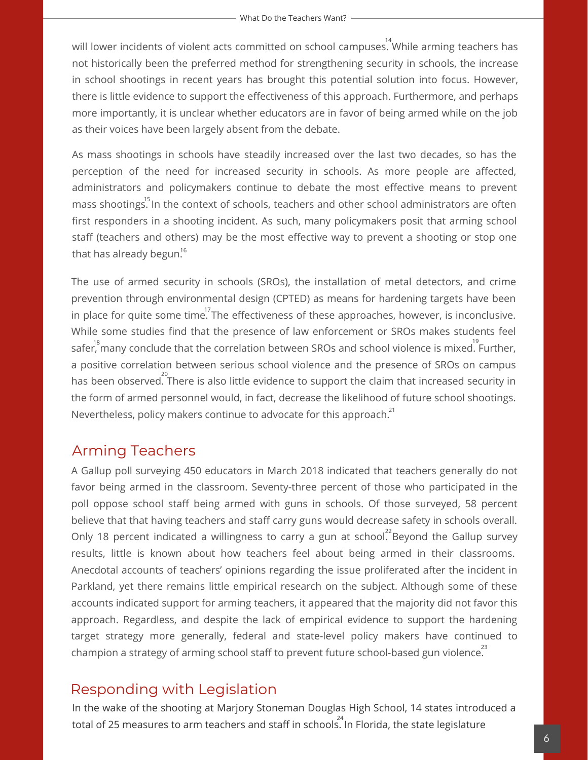will lower incidents of violent acts committed on school campuses.[14] While arming teachers has not historically been the preferred method for strengthening security in schools, the increase in school shootings in recent years has brought this potential solution into focus. However, there is little evidence to support the effectiveness of this approach. Furthermore, and perhaps more importantly, it is unclear whether educators are in favor of being armed while on the job as their voices have been largely absent from the debate.

As mass shootings in schools have steadily increased over the last two decades, so has the perception of the need for increased security in schools. As more people are affected, administrators and policymakers continue to debate the most effective means to prevent mass shootings.[15] In the context of schools, teachers and other school administrators are often first responders in a shooting incident. As such, many policymakers posit that arming school staff (teachers and others) may be the most effective way to prevent a shooting or stop one that has already begun.[16]

The use of armed security in schools (SROs), the installation of metal detectors, and crime prevention through environmental design (CPTED) as means for hardening targets have been in place for quite some time.[17] The effectiveness of these approaches, however, is inconclusive. While some studies find that the presence of law enforcement or SROs makes students feel safer,[18] many conclude that the correlation between SROs and school violence is mixed.[19] Further, a positive correlation between serious school violence and the presence of SROs on campus has been observed.[20] There is also little evidence to support the claim that increased security in the form of armed personnel would, in fact, decrease the likelihood of future school shootings. Nevertheless, policy makers continue to advocate for this approach.[21]

## Arming Teachers

A Gallup poll surveying 450 educators in March 2018 indicated that teachers generally do not favor being armed in the classroom. Seventy-three percent of those who participated in the poll oppose school staff being armed with guns in schools. Of those surveyed, 58 percent believe that that having teachers and staff carry guns would decrease safety in schools overall. Only 18 percent indicated a willingness to carry a gun at school.[22] Beyond the Gallup survey results, little is known about how teachers feel about being armed in their classrooms. Anecdotal accounts of teachers' opinions regarding the issue proliferated after the incident in Parkland, yet there remains little empirical research on the subject. Although some of these accounts indicated support for arming teachers, it appeared that the majority did not favor this approach. Regardless, and despite the lack of empirical evidence to support the hardening target strategy more generally, federal and state-level policy makers have continued to champion a strategy of arming school staff to prevent future school-based gun violence.[23]

## Responding with Legislation

In the wake of the shooting at Marjory Stoneman Douglas High School, 14 states introduced a total of 25 measures to arm teachers and staff in schools.[24] In Florida, the state legislature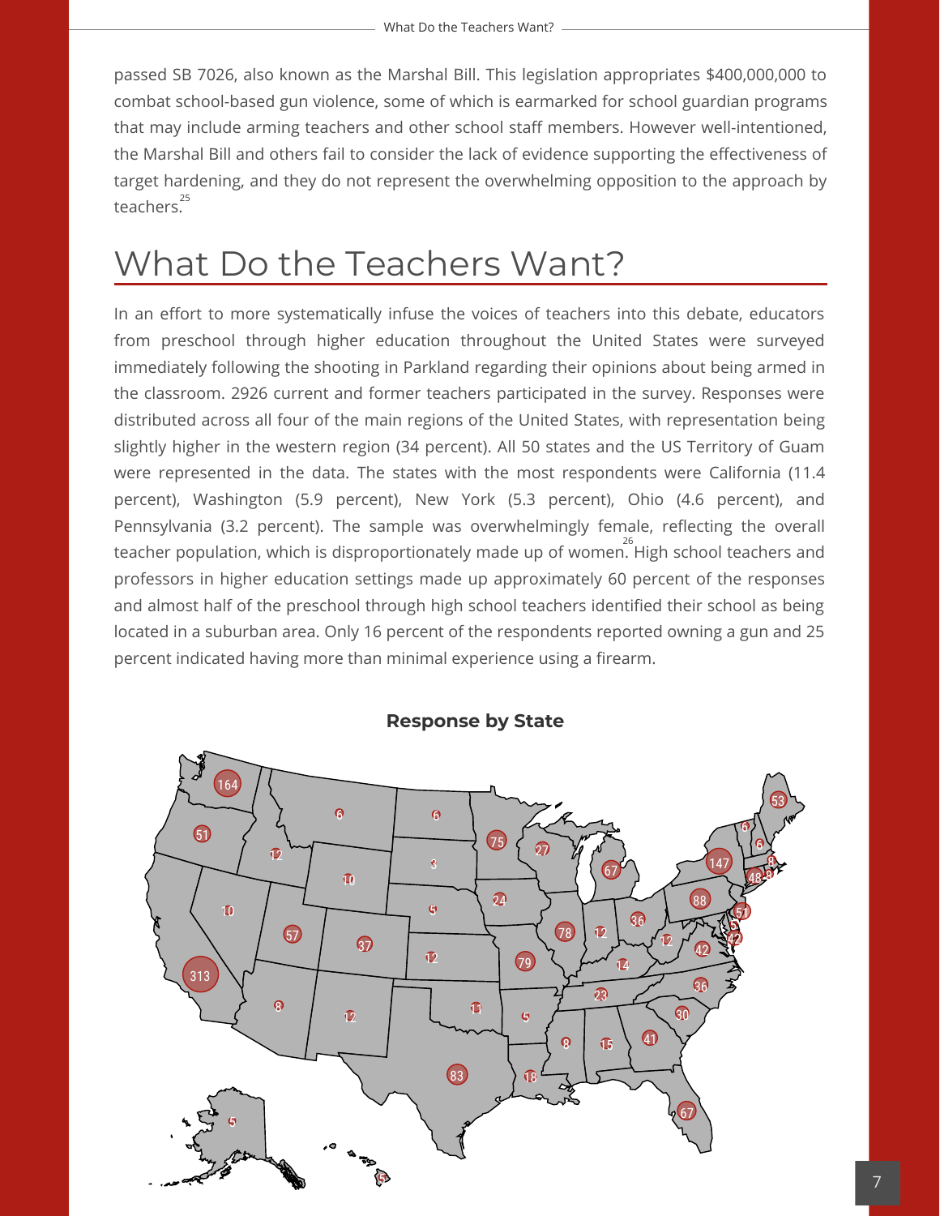passed SB 7026, also known as the Marshal Bill. This legislation appropriates $400,000,000 to combat school-based gun violence, some of which is earmarked for school guardian programs that may include arming teachers and other school staff members. However well-intentioned, the Marshal Bill and others fail to consider the lack of evidence supporting the effectiveness of target hardening, and they do not represent the overwhelming opposition to the approach by teachers.[25]

# What Do the Teachers Want?

In an effort to more systematically infuse the voices of teachers into this debate, educators from preschool through higher education throughout the United States were surveyed immediately following the shooting in Parkland regarding their opinions about being armed in the classroom. 2926 current and former teachers participated in the survey. Responses were distributed across all four of the main regions of the United States, with representation being slightly higher in the western region (34 percent). All 50 states and the US Territory of Guam were represented in the data. The states with the most respondents were California (11.4 percent), Washington (5.9 percent), New York (5.3 percent), Ohio (4.6 percent), and Pennsylvania (3.2 percent). The sample was overwhelmingly female, reflecting the overall teacher population, which is disproportionately made up of women.[26] High school teachers and professors in higher education settings made up approximately 60 percent of the responses and almost half of the preschool through high school teachers identified their school as being located in a suburban area. Only 16 percent of the respondents reported owning a gun and 25 percent indicated having more than minimal experience using a firearm.

**Response by State**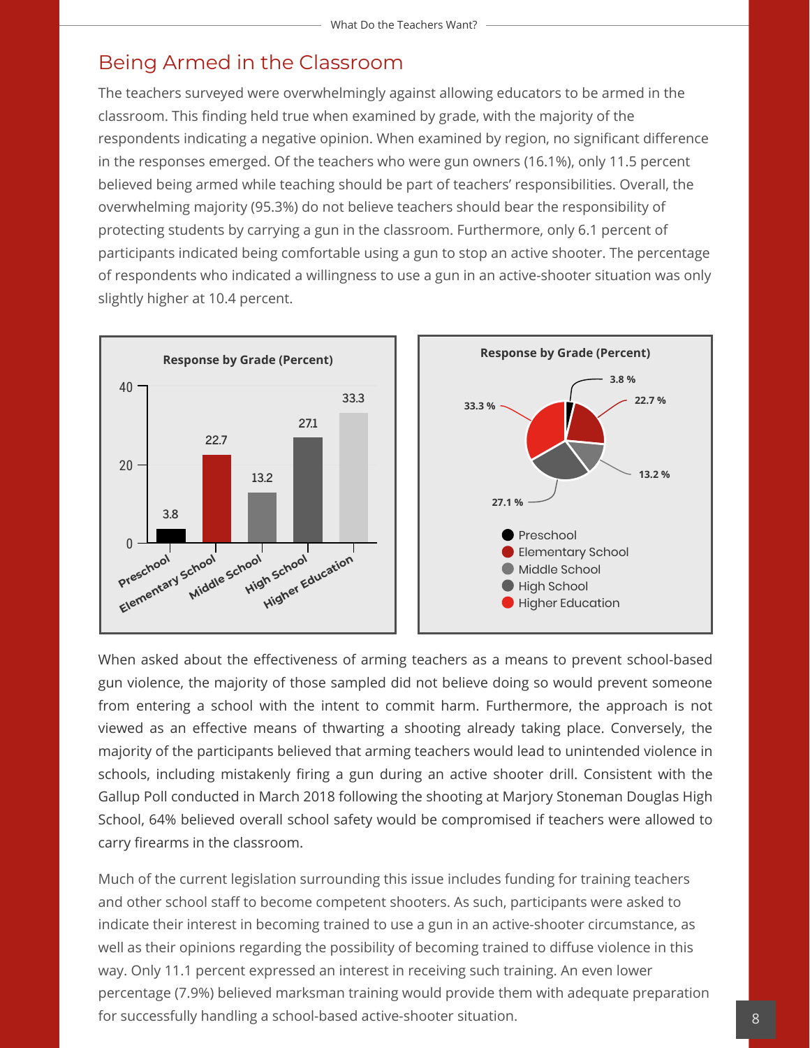## Being Armed in the Classroom

The teachers surveyed were overwhelmingly against allowing educators to be armed in the classroom. This finding held true when examined by grade, with the majority of the respondents indicating a negative opinion. When examined by region, no significant difference in the responses emerged. Of the teachers who were gun owners (16.1%), only 11.5 percent believed being armed while teaching should be part of teachers' responsibilities. Overall, the overwhelming majority (95.3%) do not believe teachers should bear the responsibility of protecting students by carrying a gun in the classroom. Furthermore, only 6.1 percent of participants indicated being comfortable using a gun to stop an active shooter. The percentage of respondents who indicated a willingness to use a gun in an active-shooter situation was only slightly higher at 10.4 percent.

**Response by Grade (Percent)**

| Grade | Percent |
| --- | --- |
| Preschool | 3.8 |
| Elementary School | 22.7 |
| Middle School | 13.2 |
| High School | 27.1 |
| Higher Education | 33.3 |

When asked about the effectiveness of arming teachers as a means to prevent school-based gun violence, the majority of those sampled did not believe doing so would prevent someone from entering a school with the intent to commit harm. Furthermore, the approach is not viewed as an effective means of thwarting a shooting already taking place. Conversely, the majority of the participants believed that arming teachers would lead to unintended violence in schools, including mistakenly firing a gun during an active shooter drill. Consistent with the Gallup Poll conducted in March 2018 following the shooting at Marjory Stoneman Douglas High School, 64% believed overall school safety would be compromised if teachers were allowed to carry firearms in the classroom.

Much of the current legislation surrounding this issue includes funding for training teachers and other school staff to become competent shooters. As such, participants were asked to indicate their interest in becoming trained to use a gun in an active-shooter circumstance, as well as their opinions regarding the possibility of becoming trained to diffuse violence in this way. Only 11.1 percent expressed an interest in receiving such training. An even lower percentage (7.9%) believed marksman training would provide them with adequate preparation for successfully handling a school-based active-shooter situation.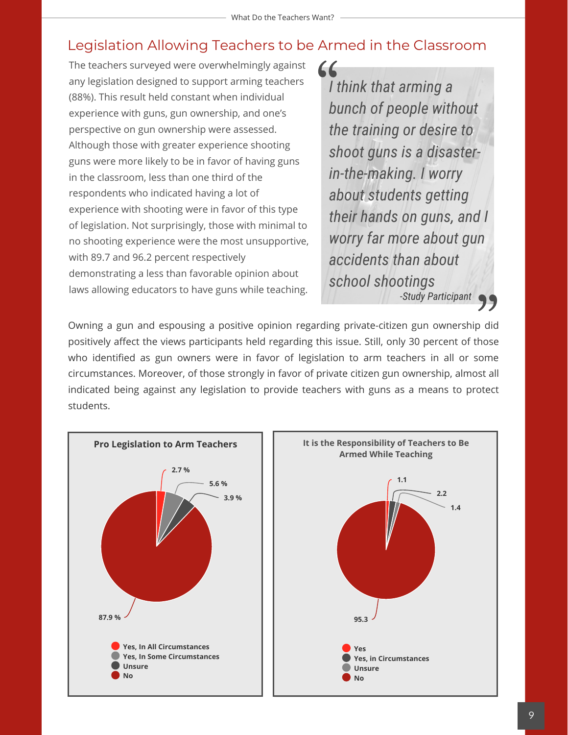## Legislation Allowing Teachers to be Armed in the Classroom

The teachers surveyed were overwhelmingly against any legislation designed to support arming teachers (88%). This result held constant when individual experience with guns, gun ownership, and one's perspective on gun ownership were assessed. Although those with greater experience shooting guns were more likely to be in favor of having guns in the classroom, less than one third of the respondents who indicated having a lot of experience with shooting were in favor of this type of legislation. Not surprisingly, those with minimal to no shooting experience were the most unsupportive, with 89.7 and 96.2 percent respectively demonstrating a less than favorable opinion about laws allowing educators to have guns while teaching.

> *I think that arming a bunch of people without the training or desire to shoot guns is a disaster-in-the-making. I worry about students getting their hands on guns, and I worry far more about gun accidents than about school shootings*
>
> *-Study Participant*

Owning a gun and espousing a positive opinion regarding private-citizen gun ownership did positively affect the views participants held regarding this issue. Still, only 30 percent of those who identified as gun owners were in favor of legislation to arm teachers in all or some circumstances. Moreover, of those strongly in favor of private citizen gun ownership, almost all indicated being against any legislation to provide teachers with guns as a means to protect students.

**Pro Legislation to Arm Teachers**

| Response | Percent |
|---|---|
| Yes, In All Circumstances | 2.7 % |
| Yes, In Some Circumstances | 5.6 % |
| Unsure | 3.9 % |
| No | 87.9 % |

**It is the Responsibility of Teachers to Be Armed While Teaching**

| Response | Percent |
|---|---|
| Yes | 1.1 |
| Yes, in Circumstances | 2.2 |
| Unsure | 1.4 |
| No | 95.3 |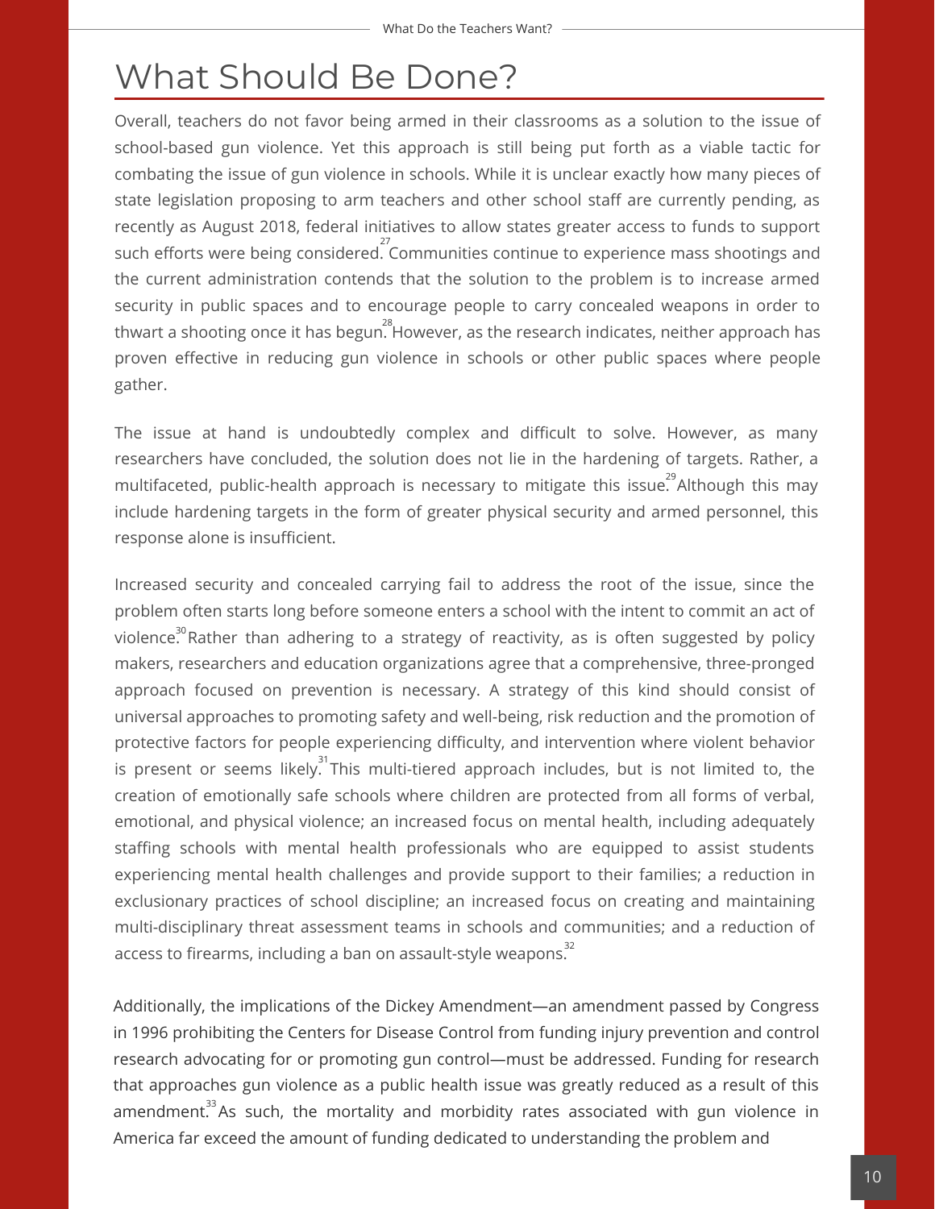# What Should Be Done?

Overall, teachers do not favor being armed in their classrooms as a solution to the issue of school-based gun violence. Yet this approach is still being put forth as a viable tactic for combating the issue of gun violence in schools. While it is unclear exactly how many pieces of state legislation proposing to arm teachers and other school staff are currently pending, as recently as August 2018, federal initiatives to allow states greater access to funds to support such efforts were being considered.[27] Communities continue to experience mass shootings and the current administration contends that the solution to the problem is to increase armed security in public spaces and to encourage people to carry concealed weapons in order to thwart a shooting once it has begun.[28] However, as the research indicates, neither approach has proven effective in reducing gun violence in schools or other public spaces where people gather.

The issue at hand is undoubtedly complex and difficult to solve. However, as many researchers have concluded, the solution does not lie in the hardening of targets. Rather, a multifaceted, public-health approach is necessary to mitigate this issue.[29] Although this may include hardening targets in the form of greater physical security and armed personnel, this response alone is insufficient.

Increased security and concealed carrying fail to address the root of the issue, since the problem often starts long before someone enters a school with the intent to commit an act of violence.[30] Rather than adhering to a strategy of reactivity, as is often suggested by policy makers, researchers and education organizations agree that a comprehensive, three-pronged approach focused on prevention is necessary. A strategy of this kind should consist of universal approaches to promoting safety and well-being, risk reduction and the promotion of protective factors for people experiencing difficulty, and intervention where violent behavior is present or seems likely.[31] This multi-tiered approach includes, but is not limited to, the creation of emotionally safe schools where children are protected from all forms of verbal, emotional, and physical violence; an increased focus on mental health, including adequately staffing schools with mental health professionals who are equipped to assist students experiencing mental health challenges and provide support to their families; a reduction in exclusionary practices of school discipline; an increased focus on creating and maintaining multi-disciplinary threat assessment teams in schools and communities; and a reduction of access to firearms, including a ban on assault-style weapons.[32]

Additionally, the implications of the Dickey Amendment—an amendment passed by Congress in 1996 prohibiting the Centers for Disease Control from funding injury prevention and control research advocating for or promoting gun control—must be addressed. Funding for research that approaches gun violence as a public health issue was greatly reduced as a result of this amendment.[33] As such, the mortality and morbidity rates associated with gun violence in America far exceed the amount of funding dedicated to understanding the problem and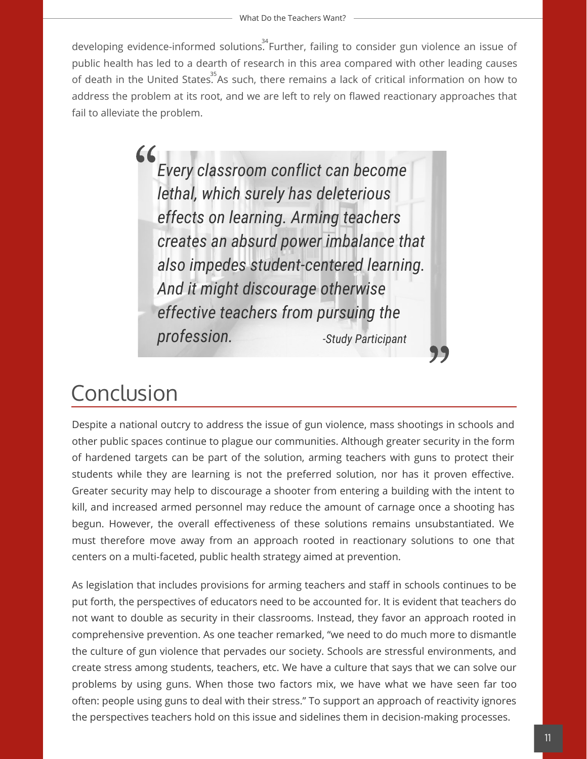developing evidence-informed solutions.[34] Further, failing to consider gun violence an issue of public health has led to a dearth of research in this area compared with other leading causes of death in the United States.[35] As such, there remains a lack of critical information on how to address the problem at its root, and we are left to rely on flawed reactionary approaches that fail to alleviate the problem.

> *"Every classroom conflict can become lethal, which surely has deleterious effects on learning. Arming teachers creates an absurd power imbalance that also impedes student-centered learning. And it might discourage otherwise effective teachers from pursuing the profession."*
>
> *-Study Participant*

# Conclusion

Despite a national outcry to address the issue of gun violence, mass shootings in schools and other public spaces continue to plague our communities. Although greater security in the form of hardened targets can be part of the solution, arming teachers with guns to protect their students while they are learning is not the preferred solution, nor has it proven effective. Greater security may help to discourage a shooter from entering a building with the intent to kill, and increased armed personnel may reduce the amount of carnage once a shooting has begun. However, the overall effectiveness of these solutions remains unsubstantiated. We must therefore move away from an approach rooted in reactionary solutions to one that centers on a multi-faceted, public health strategy aimed at prevention.

As legislation that includes provisions for arming teachers and staff in schools continues to be put forth, the perspectives of educators need to be accounted for. It is evident that teachers do not want to double as security in their classrooms. Instead, they favor an approach rooted in comprehensive prevention. As one teacher remarked, "we need to do much more to dismantle the culture of gun violence that pervades our society. Schools are stressful environments, and create stress among students, teachers, etc. We have a culture that says that we can solve our problems by using guns. When those two factors mix, we have what we have seen far too often: people using guns to deal with their stress." To support an approach of reactivity ignores the perspectives teachers hold on this issue and sidelines them in decision-making processes.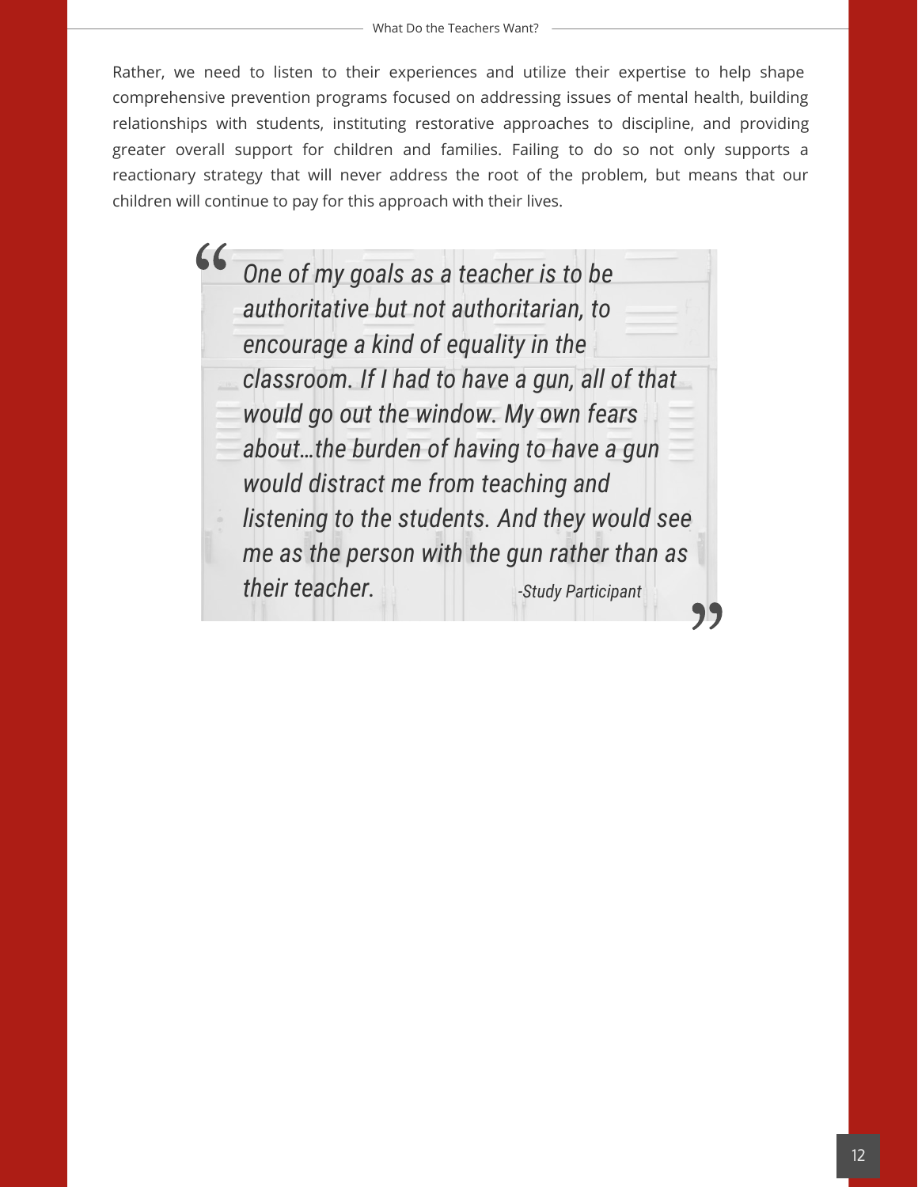Rather, we need to listen to their experiences and utilize their expertise to help shape comprehensive prevention programs focused on addressing issues of mental health, building relationships with students, instituting restorative approaches to discipline, and providing greater overall support for children and families. Failing to do so not only supports a reactionary strategy that will never address the root of the problem, but means that our children will continue to pay for this approach with their lives.

> *One of my goals as a teacher is to be authoritative but not authoritarian, to encourage a kind of equality in the classroom. If I had to have a gun, all of that would go out the window. My own fears about…the burden of having to have a gun would distract me from teaching and listening to the students. And they would see me as the person with the gun rather than as their teacher.*
>
> *-Study Participant*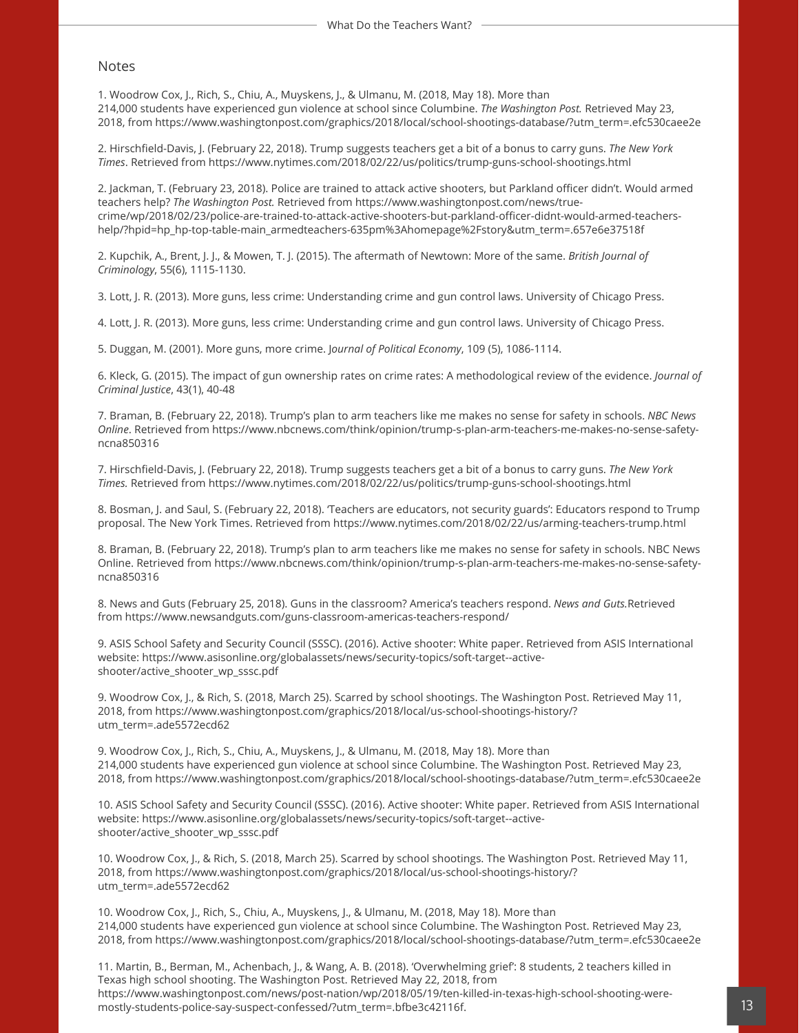## Notes

1. Woodrow Cox, J., Rich, S., Chiu, A., Muyskens, J., & Ulmanu, M. (2018, May 18). More than 214,000 students have experienced gun violence at school since Columbine. *The Washington Post.* Retrieved May 23, 2018, from https://www.washingtonpost.com/graphics/2018/local/school-shootings-database/?utm_term=.efc530caee2e

2. Hirschfield-Davis, J. (February 22, 2018). Trump suggests teachers get a bit of a bonus to carry guns. *The New York Times*. Retrieved from https://www.nytimes.com/2018/02/22/us/politics/trump-guns-school-shootings.html

2. Jackman, T. (February 23, 2018). Police are trained to attack active shooters, but Parkland officer didn't. Would armed teachers help? *The Washington Post.* Retrieved from https://www.washingtonpost.com/news/true-crime/wp/2018/02/23/police-are-trained-to-attack-active-shooters-but-parkland-officer-didnt-would-armed-teachers-help/?hpid=hp_hp-top-table-main_armedteachers-635pm%3Ahomepage%2Fstory&utm_term=.657e6e37518f

2. Kupchik, A., Brent, J. J., & Mowen, T. J. (2015). The aftermath of Newtown: More of the same. *British Journal of Criminology*, 55(6), 1115-1130.

3. Lott, J. R. (2013). More guns, less crime: Understanding crime and gun control laws. University of Chicago Press.

4. Lott, J. R. (2013). More guns, less crime: Understanding crime and gun control laws. University of Chicago Press.

5. Duggan, M. (2001). More guns, more crime. J*ournal of Political Economy*, 109 (5), 1086-1114.

6. Kleck, G. (2015). The impact of gun ownership rates on crime rates: A methodological review of the evidence. *Journal of Criminal Justice*, 43(1), 40-48

7. Braman, B. (February 22, 2018). Trump's plan to arm teachers like me makes no sense for safety in schools. *NBC News Online*. Retrieved from https://www.nbcnews.com/think/opinion/trump-s-plan-arm-teachers-me-makes-no-sense-safety-ncna850316

7. Hirschfield-Davis, J. (February 22, 2018). Trump suggests teachers get a bit of a bonus to carry guns. *The New York Times.* Retrieved from https://www.nytimes.com/2018/02/22/us/politics/trump-guns-school-shootings.html

8. Bosman, J. and Saul, S. (February 22, 2018). 'Teachers are educators, not security guards': Educators respond to Trump proposal. The New York Times. Retrieved from https://www.nytimes.com/2018/02/22/us/arming-teachers-trump.html

8. Braman, B. (February 22, 2018). Trump's plan to arm teachers like me makes no sense for safety in schools. NBC News Online. Retrieved from https://www.nbcnews.com/think/opinion/trump-s-plan-arm-teachers-me-makes-no-sense-safety-ncna850316

8. News and Guts (February 25, 2018). Guns in the classroom? America's teachers respond. *News and Guts.*Retrieved from https://www.newsandguts.com/guns-classroom-americas-teachers-respond/

9. ASIS School Safety and Security Council (SSSC). (2016). Active shooter: White paper. Retrieved from ASIS International website: https://www.asisonline.org/globalassets/news/security-topics/soft-target--active-shooter/active_shooter_wp_sssc.pdf

9. Woodrow Cox, J., & Rich, S. (2018, March 25). Scarred by school shootings. The Washington Post. Retrieved May 11, 2018, from https://www.washingtonpost.com/graphics/2018/local/us-school-shootings-history/?utm_term=.ade5572ecd62

9. Woodrow Cox, J., Rich, S., Chiu, A., Muyskens, J., & Ulmanu, M. (2018, May 18). More than 214,000 students have experienced gun violence at school since Columbine. The Washington Post. Retrieved May 23, 2018, from https://www.washingtonpost.com/graphics/2018/local/school-shootings-database/?utm_term=.efc530caee2e

10. ASIS School Safety and Security Council (SSSC). (2016). Active shooter: White paper. Retrieved from ASIS International website: https://www.asisonline.org/globalassets/news/security-topics/soft-target--active-shooter/active_shooter_wp_sssc.pdf

10. Woodrow Cox, J., & Rich, S. (2018, March 25). Scarred by school shootings. The Washington Post. Retrieved May 11, 2018, from https://www.washingtonpost.com/graphics/2018/local/us-school-shootings-history/?utm_term=.ade5572ecd62

10. Woodrow Cox, J., Rich, S., Chiu, A., Muyskens, J., & Ulmanu, M. (2018, May 18). More than 214,000 students have experienced gun violence at school since Columbine. The Washington Post. Retrieved May 23, 2018, from https://www.washingtonpost.com/graphics/2018/local/school-shootings-database/?utm_term=.efc530caee2e

11. Martin, B., Berman, M., Achenbach, J., & Wang, A. B. (2018). 'Overwhelming grief': 8 students, 2 teachers killed in Texas high school shooting. The Washington Post. Retrieved May 22, 2018, from https://www.washingtonpost.com/news/post-nation/wp/2018/05/19/ten-killed-in-texas-high-school-shooting-were-mostly-students-police-say-suspect-confessed/?utm_term=.bfbe3c42116f.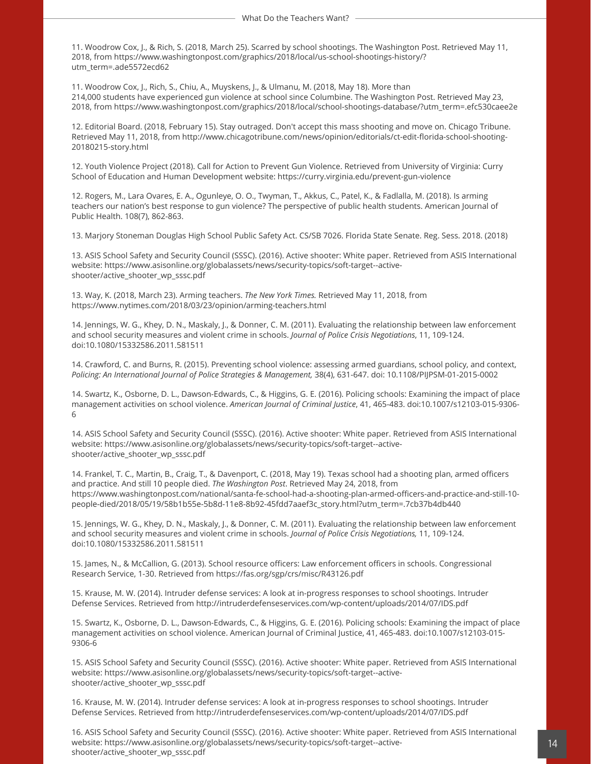11. Woodrow Cox, J., & Rich, S. (2018, March 25). Scarred by school shootings. The Washington Post. Retrieved May 11, 2018, from https://www.washingtonpost.com/graphics/2018/local/us-school-shootings-history/?utm_term=.ade5572ecd62

11. Woodrow Cox, J., Rich, S., Chiu, A., Muyskens, J., & Ulmanu, M. (2018, May 18). More than 214,000 students have experienced gun violence at school since Columbine. The Washington Post. Retrieved May 23, 2018, from https://www.washingtonpost.com/graphics/2018/local/school-shootings-database/?utm_term=.efc530caee2e

12. Editorial Board. (2018, February 15). Stay outraged. Don't accept this mass shooting and move on. Chicago Tribune. Retrieved May 11, 2018, from http://www.chicagotribune.com/news/opinion/editorials/ct-edit-florida-school-shooting-20180215-story.html

12. Youth Violence Project (2018). Call for Action to Prevent Gun Violence. Retrieved from University of Virginia: Curry School of Education and Human Development website: https://curry.virginia.edu/prevent-gun-violence

12. Rogers, M., Lara Ovares, E. A., Ogunleye, O. O., Twyman, T., Akkus, C., Patel, K., & Fadlalla, M. (2018). Is arming teachers our nation's best response to gun violence? The perspective of public health students. American Journal of Public Health. 108(7), 862-863.

13. Marjory Stoneman Douglas High School Public Safety Act. CS/SB 7026. Florida State Senate. Reg. Sess. 2018. (2018)

13. ASIS School Safety and Security Council (SSSC). (2016). Active shooter: White paper. Retrieved from ASIS International website: https://www.asisonline.org/globalassets/news/security-topics/soft-target--active-shooter/active_shooter_wp_sssc.pdf

13. Way, K. (2018, March 23). Arming teachers. *The New York Times.* Retrieved May 11, 2018, from https://www.nytimes.com/2018/03/23/opinion/arming-teachers.html

14. Jennings, W. G., Khey, D. N., Maskaly, J., & Donner, C. M. (2011). Evaluating the relationship between law enforcement and school security measures and violent crime in schools. *Journal of Police Crisis Negotiations*, 11, 109-124. doi:10.1080/15332586.2011.581511

14. Crawford, C. and Burns, R. (2015). Preventing school violence: assessing armed guardians, school policy, and context, *Policing: An International Journal of Police Strategies & Management,* 38(4), 631-647. doi: 10.1108/PIJPSM-01-2015-0002

14. Swartz, K., Osborne, D. L., Dawson-Edwards, C., & Higgins, G. E. (2016). Policing schools: Examining the impact of place management activities on school violence. *American Journal of Criminal Justice*, 41, 465-483. doi:10.1007/s12103-015-9306-6

14. ASIS School Safety and Security Council (SSSC). (2016). Active shooter: White paper. Retrieved from ASIS International website: https://www.asisonline.org/globalassets/news/security-topics/soft-target--active-shooter/active_shooter_wp_sssc.pdf

14. Frankel, T. C., Martin, B., Craig, T., & Davenport, C. (2018, May 19). Texas school had a shooting plan, armed officers and practice. And still 10 people died. *The Washington Post*. Retrieved May 24, 2018, from https://www.washingtonpost.com/national/santa-fe-school-had-a-shooting-plan-armed-officers-and-practice-and-still-10-people-died/2018/05/19/58b1b55e-5b8d-11e8-8b92-45fdd7aaef3c_story.html?utm_term=.7cb37b4db440

15. Jennings, W. G., Khey, D. N., Maskaly, J., & Donner, C. M. (2011). Evaluating the relationship between law enforcement and school security measures and violent crime in schools. *Journal of Police Crisis Negotiations,* 11, 109-124. doi:10.1080/15332586.2011.581511

15. James, N., & McCallion, G. (2013). School resource officers: Law enforcement officers in schools. Congressional Research Service, 1-30. Retrieved from https://fas.org/sgp/crs/misc/R43126.pdf

15. Krause, M. W. (2014). Intruder defense services: A look at in-progress responses to school shootings. Intruder Defense Services. Retrieved from http://intruderdefenseservices.com/wp-content/uploads/2014/07/IDS.pdf

15. Swartz, K., Osborne, D. L., Dawson-Edwards, C., & Higgins, G. E. (2016). Policing schools: Examining the impact of place management activities on school violence. American Journal of Criminal Justice, 41, 465-483. doi:10.1007/s12103-015-9306-6

15. ASIS School Safety and Security Council (SSSC). (2016). Active shooter: White paper. Retrieved from ASIS International website: https://www.asisonline.org/globalassets/news/security-topics/soft-target--active-shooter/active_shooter_wp_sssc.pdf

16. Krause, M. W. (2014). Intruder defense services: A look at in-progress responses to school shootings. Intruder Defense Services. Retrieved from http://intruderdefenseservices.com/wp-content/uploads/2014/07/IDS.pdf

16. ASIS School Safety and Security Council (SSSC). (2016). Active shooter: White paper. Retrieved from ASIS International website: https://www.asisonline.org/globalassets/news/security-topics/soft-target--active-shooter/active_shooter_wp_sssc.pdf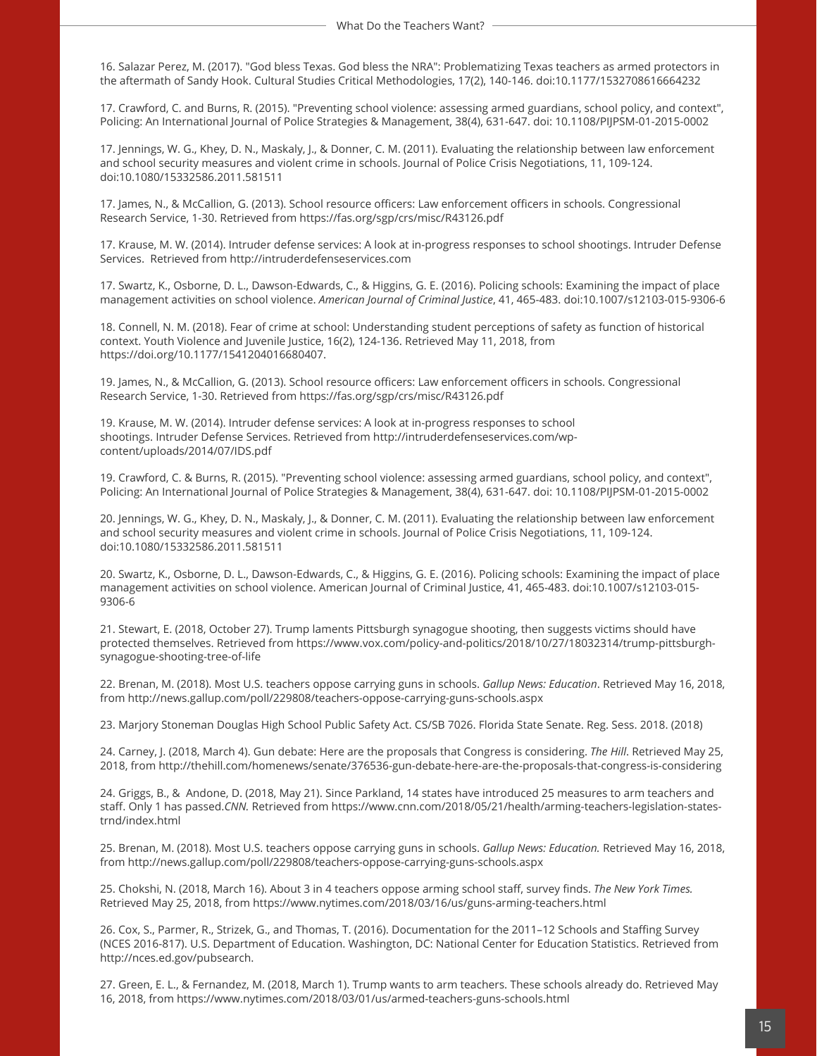16. Salazar Perez, M. (2017). "God bless Texas. God bless the NRA": Problematizing Texas teachers as armed protectors in the aftermath of Sandy Hook. Cultural Studies Critical Methodologies, 17(2), 140-146. doi:10.1177/1532708616664232

17. Crawford, C. and Burns, R. (2015). "Preventing school violence: assessing armed guardians, school policy, and context", Policing: An International Journal of Police Strategies & Management, 38(4), 631-647. doi: 10.1108/PIJPSM-01-2015-0002

17. Jennings, W. G., Khey, D. N., Maskaly, J., & Donner, C. M. (2011). Evaluating the relationship between law enforcement and school security measures and violent crime in schools. Journal of Police Crisis Negotiations, 11, 109-124. doi:10.1080/15332586.2011.581511

17. James, N., & McCallion, G. (2013). School resource officers: Law enforcement officers in schools. Congressional Research Service, 1-30. Retrieved from https://fas.org/sgp/crs/misc/R43126.pdf

17. Krause, M. W. (2014). Intruder defense services: A look at in-progress responses to school shootings. Intruder Defense Services. Retrieved from http://intruderdefenseservices.com

17. Swartz, K., Osborne, D. L., Dawson-Edwards, C., & Higgins, G. E. (2016). Policing schools: Examining the impact of place management activities on school violence. *American Journal of Criminal Justice*, 41, 465-483. doi:10.1007/s12103-015-9306-6

18. Connell, N. M. (2018). Fear of crime at school: Understanding student perceptions of safety as function of historical context. Youth Violence and Juvenile Justice, 16(2), 124-136. Retrieved May 11, 2018, from https://doi.org/10.1177/1541204016680407.

19. James, N., & McCallion, G. (2013). School resource officers: Law enforcement officers in schools. Congressional Research Service, 1-30. Retrieved from https://fas.org/sgp/crs/misc/R43126.pdf

19. Krause, M. W. (2014). Intruder defense services: A look at in-progress responses to school shootings. Intruder Defense Services. Retrieved from http://intruderdefenseservices.com/wp-content/uploads/2014/07/IDS.pdf

19. Crawford, C. & Burns, R. (2015). "Preventing school violence: assessing armed guardians, school policy, and context", Policing: An International Journal of Police Strategies & Management, 38(4), 631-647. doi: 10.1108/PIJPSM-01-2015-0002

20. Jennings, W. G., Khey, D. N., Maskaly, J., & Donner, C. M. (2011). Evaluating the relationship between law enforcement and school security measures and violent crime in schools. Journal of Police Crisis Negotiations, 11, 109-124. doi:10.1080/15332586.2011.581511

20. Swartz, K., Osborne, D. L., Dawson-Edwards, C., & Higgins, G. E. (2016). Policing schools: Examining the impact of place management activities on school violence. American Journal of Criminal Justice, 41, 465-483. doi:10.1007/s12103-015-9306-6

21. Stewart, E. (2018, October 27). Trump laments Pittsburgh synagogue shooting, then suggests victims should have protected themselves. Retrieved from https://www.vox.com/policy-and-politics/2018/10/27/18032314/trump-pittsburgh-synagogue-shooting-tree-of-life

22. Brenan, M. (2018). Most U.S. teachers oppose carrying guns in schools. *Gallup News: Education*. Retrieved May 16, 2018, from http://news.gallup.com/poll/229808/teachers-oppose-carrying-guns-schools.aspx

23. Marjory Stoneman Douglas High School Public Safety Act. CS/SB 7026. Florida State Senate. Reg. Sess. 2018. (2018)

24. Carney, J. (2018, March 4). Gun debate: Here are the proposals that Congress is considering. *The Hill*. Retrieved May 25, 2018, from http://thehill.com/homenews/senate/376536-gun-debate-here-are-the-proposals-that-congress-is-considering

24. Griggs, B., & Andone, D. (2018, May 21). Since Parkland, 14 states have introduced 25 measures to arm teachers and staff. Only 1 has passed.*CNN.* Retrieved from https://www.cnn.com/2018/05/21/health/arming-teachers-legislation-states-trnd/index.html

25. Brenan, M. (2018). Most U.S. teachers oppose carrying guns in schools. *Gallup News: Education.* Retrieved May 16, 2018, from http://news.gallup.com/poll/229808/teachers-oppose-carrying-guns-schools.aspx

25. Chokshi, N. (2018, March 16). About 3 in 4 teachers oppose arming school staff, survey finds. *The New York Times.* Retrieved May 25, 2018, from https://www.nytimes.com/2018/03/16/us/guns-arming-teachers.html

26. Cox, S., Parmer, R., Strizek, G., and Thomas, T. (2016). Documentation for the 2011–12 Schools and Staffing Survey (NCES 2016-817). U.S. Department of Education. Washington, DC: National Center for Education Statistics. Retrieved from http://nces.ed.gov/pubsearch.

27. Green, E. L., & Fernandez, M. (2018, March 1). Trump wants to arm teachers. These schools already do. Retrieved May 16, 2018, from https://www.nytimes.com/2018/03/01/us/armed-teachers-guns-schools.html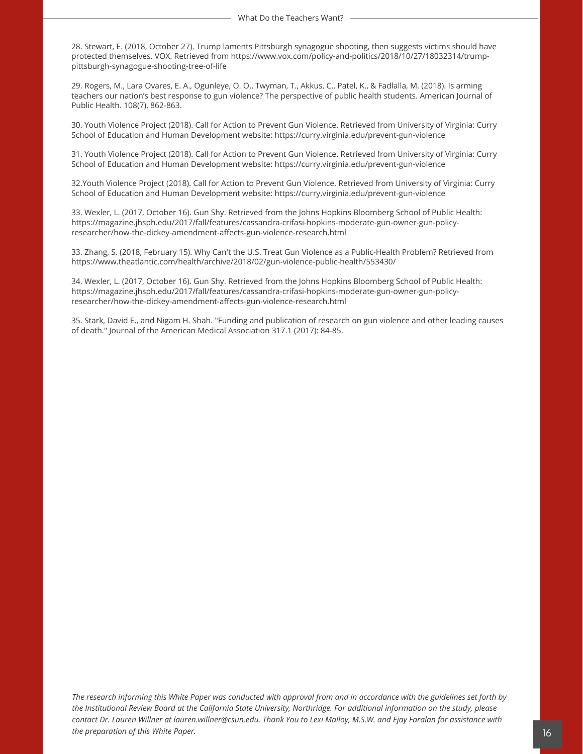28. Stewart, E. (2018, October 27). Trump laments Pittsburgh synagogue shooting, then suggests victims should have protected themselves. VOX. Retrieved from https://www.vox.com/policy-and-politics/2018/10/27/18032314/trump-pittsburgh-synagogue-shooting-tree-of-life

29. Rogers, M., Lara Ovares, E. A., Ogunleye, O. O., Twyman, T., Akkus, C., Patel, K., & Fadlalla, M. (2018). Is arming teachers our nation's best response to gun violence? The perspective of public health students. American Journal of Public Health. 108(7), 862-863.

30. Youth Violence Project (2018). Call for Action to Prevent Gun Violence. Retrieved from University of Virginia: Curry School of Education and Human Development website: https://curry.virginia.edu/prevent-gun-violence

31. Youth Violence Project (2018). Call for Action to Prevent Gun Violence. Retrieved from University of Virginia: Curry School of Education and Human Development website: https://curry.virginia.edu/prevent-gun-violence

32.Youth Violence Project (2018). Call for Action to Prevent Gun Violence. Retrieved from University of Virginia: Curry School of Education and Human Development website: https://curry.virginia.edu/prevent-gun-violence

33. Wexler, L. (2017, October 16). Gun Shy. Retrieved from the Johns Hopkins Bloomberg School of Public Health: https://magazine.jhsph.edu/2017/fall/features/cassandra-crifasi-hopkins-moderate-gun-owner-gun-policy-researcher/how-the-dickey-amendment-affects-gun-violence-research.html

33. Zhang, S. (2018, February 15). Why Can't the U.S. Treat Gun Violence as a Public-Health Problem? Retrieved from https://www.theatlantic.com/health/archive/2018/02/gun-violence-public-health/553430/

34. Wexler, L. (2017, October 16). Gun Shy. Retrieved from the Johns Hopkins Bloomberg School of Public Health: https://magazine.jhsph.edu/2017/fall/features/cassandra-crifasi-hopkins-moderate-gun-owner-gun-policy-researcher/how-the-dickey-amendment-affects-gun-violence-research.html

35. Stark, David E., and Nigam H. Shah. "Funding and publication of research on gun violence and other leading causes of death." Journal of the American Medical Association 317.1 (2017): 84-85.

*The research informing this White Paper was conducted with approval from and in accordance with the guidelines set forth by the Institutional Review Board at the California State University, Northridge. For additional information on the study, please contact Dr. Lauren Willner at lauren.willner@csun.edu. Thank You to Lexi Malloy, M.S.W. and Ejay Faralan for assistance with the preparation of this White Paper.*